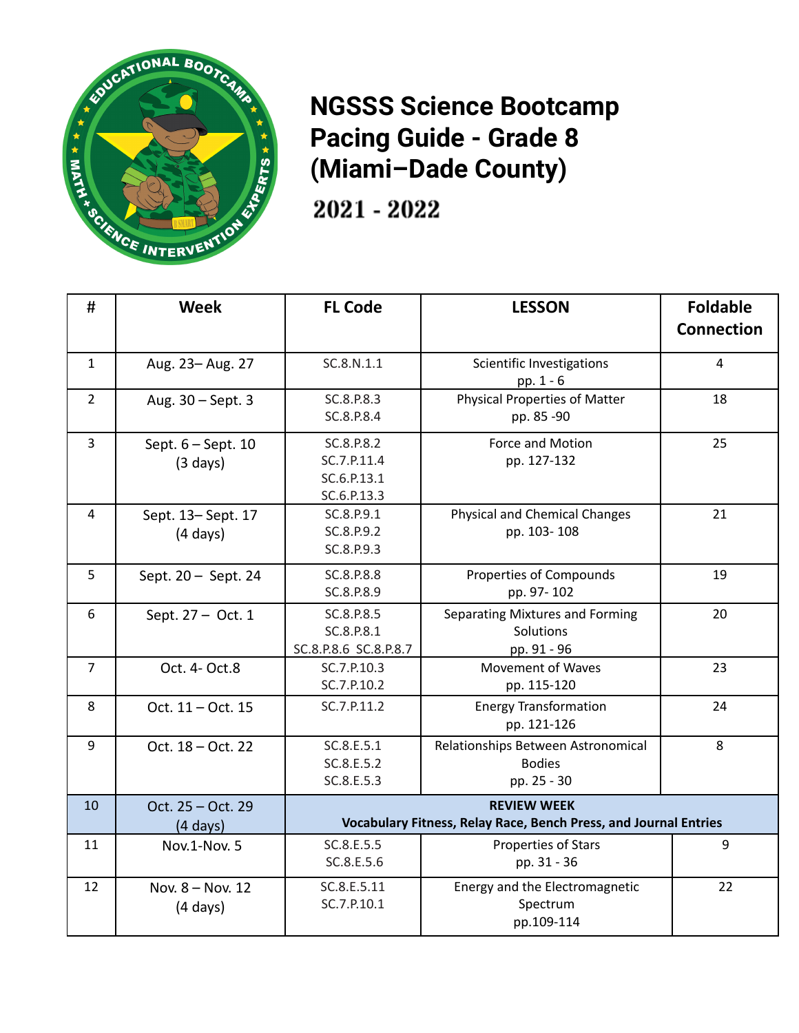# NGSSS Science Bootcamp Pacing Guide - Grade 8 (Miami–Dade County)

## 2021 - 2022

| # | Week | FL Code | LESSON | Foldable Connection |
|---|---|---|---|---|
| 1 | Aug. 23– Aug. 27 | SC.8.N.1.1 | Scientific Investigations pp. 1 - 6 | 4 |
| 2 | Aug. 30 – Sept. 3 | SC.8.P.8.3 SC.8.P.8.4 | Physical Properties of Matter pp. 85 -90 | 18 |
| 3 | Sept. 6 – Sept. 10 (3 days) | SC.8.P.8.2 SC.7.P.11.4 SC.6.P.13.1 SC.6.P.13.3 | Force and Motion pp. 127-132 | 25 |
| 4 | Sept. 13– Sept. 17 (4 days) | SC.8.P.9.1 SC.8.P.9.2 SC.8.P.9.3 | Physical and Chemical Changes pp. 103- 108 | 21 |
| 5 | Sept. 20 – Sept. 24 | SC.8.P.8.8 SC.8.P.8.9 | Properties of Compounds pp. 97- 102 | 19 |
| 6 | Sept. 27 – Oct. 1 | SC.8.P.8.5 SC.8.P.8.1 SC.8.P.8.6 SC.8.P.8.7 | Separating Mixtures and Forming Solutions pp. 91 - 96 | 20 |
| 7 | Oct. 4- Oct.8 | SC.7.P.10.3 SC.7.P.10.2 | Movement of Waves pp. 115-120 | 23 |
| 8 | Oct. 11 – Oct. 15 | SC.7.P.11.2 | Energy Transformation pp. 121-126 | 24 |
| 9 | Oct. 18 – Oct. 22 | SC.8.E.5.1 SC.8.E.5.2 SC.8.E.5.3 | Relationships Between Astronomical Bodies pp. 25 - 30 | 8 |
| 10 | Oct. 25 – Oct. 29 (4 days) | **REVIEW WEEK Vocabulary Fitness, Relay Race, Bench Press, and Journal Entries** | | |
| 11 | Nov.1-Nov. 5 | SC.8.E.5.5 SC.8.E.5.6 | Properties of Stars pp. 31 - 36 | 9 |
| 12 | Nov. 8 – Nov. 12 (4 days) | SC.8.E.5.11 SC.7.P.10.1 | Energy and the Electromagnetic Spectrum pp.109-114 | 22 |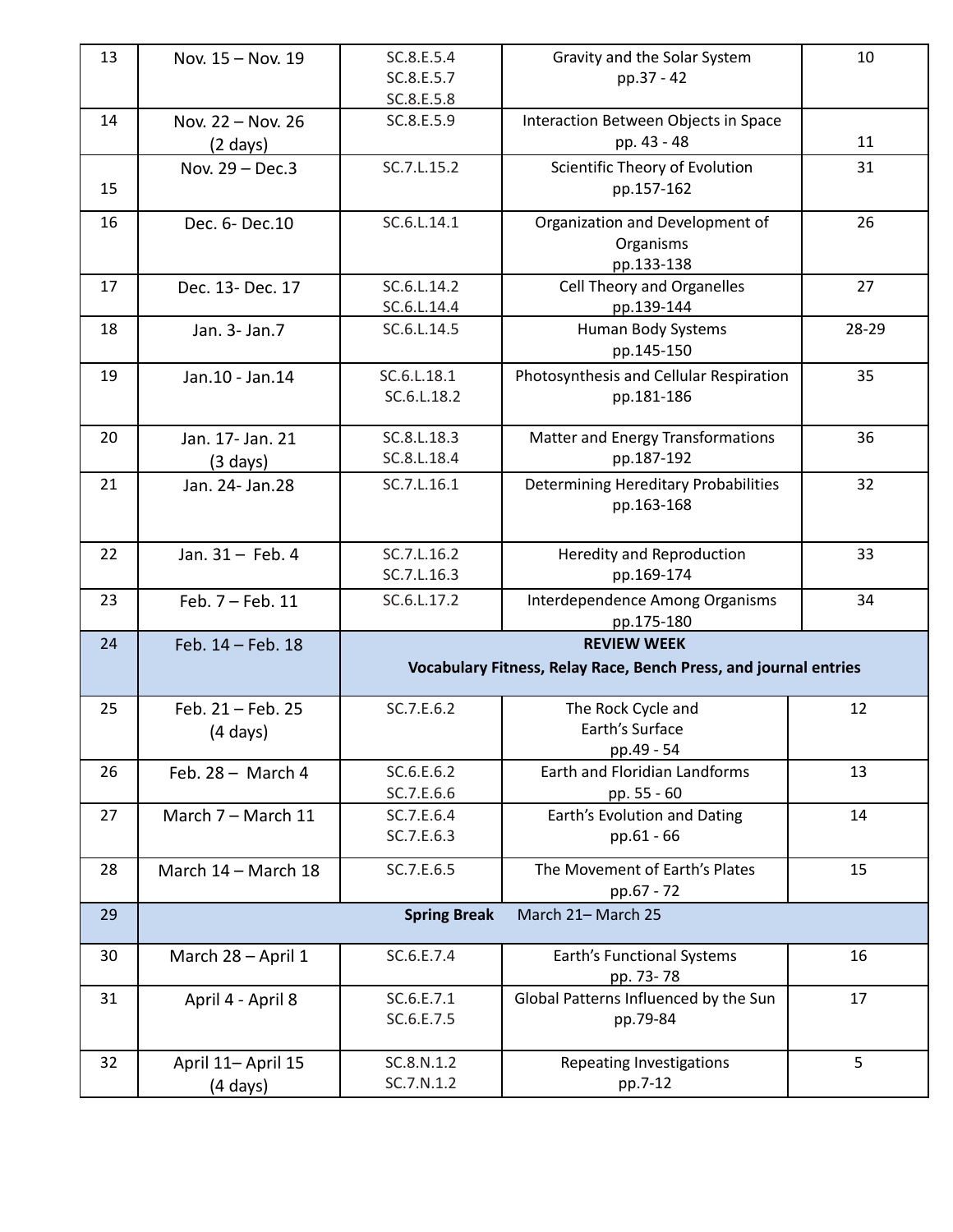| 13 | Nov. 15 – Nov. 19 | SC.8.E.5.4<br>SC.8.E.5.7<br>SC.8.E.5.8 | Gravity and the Solar System<br>pp.37 - 42 | 10 |
|---|---|---|---|---|
| 14 | Nov. 22 – Nov. 26<br>(2 days) | SC.8.E.5.9 | Interaction Between Objects in Space<br>pp. 43 - 48 | 11 |
| 15 | Nov. 29 – Dec.3 | SC.7.L.15.2 | Scientific Theory of Evolution<br>pp.157-162 | 31 |
| 16 | Dec. 6- Dec.10 | SC.6.L.14.1 | Organization and Development of Organisms<br>pp.133-138 | 26 |
| 17 | Dec. 13- Dec. 17 | SC.6.L.14.2<br>SC.6.L.14.4 | Cell Theory and Organelles<br>pp.139-144 | 27 |
| 18 | Jan. 3- Jan.7 | SC.6.L.14.5 | Human Body Systems<br>pp.145-150 | 28-29 |
| 19 | Jan.10 - Jan.14 | SC.6.L.18.1<br>SC.6.L.18.2 | Photosynthesis and Cellular Respiration<br>pp.181-186 | 35 |
| 20 | Jan. 17- Jan. 21<br>(3 days) | SC.8.L.18.3<br>SC.8.L.18.4 | Matter and Energy Transformations<br>pp.187-192 | 36 |
| 21 | Jan. 24- Jan.28 | SC.7.L.16.1 | Determining Hereditary Probabilities<br>pp.163-168 | 32 |
| 22 | Jan. 31 – Feb. 4 | SC.7.L.16.2<br>SC.7.L.16.3 | Heredity and Reproduction<br>pp.169-174 | 33 |
| 23 | Feb. 7 – Feb. 11 | SC.6.L.17.2 | Interdependence Among Organisms<br>pp.175-180 | 34 |
| 24 | Feb. 14 – Feb. 18 | **REVIEW WEEK**<br>**Vocabulary Fitness, Relay Race, Bench Press, and journal entries** | | |
| 25 | Feb. 21 – Feb. 25<br>(4 days) | SC.7.E.6.2 | The Rock Cycle and Earth's Surface<br>pp.49 - 54 | 12 |
| 26 | Feb. 28 – March 4 | SC.6.E.6.2<br>SC.7.E.6.6 | Earth and Floridian Landforms<br>pp. 55 - 60 | 13 |
| 27 | March 7 – March 11 | SC.7.E.6.4<br>SC.7.E.6.3 | Earth's Evolution and Dating<br>pp.61 - 66 | 14 |
| 28 | March 14 – March 18 | SC.7.E.6.5 | The Movement of Earth's Plates<br>pp.67 - 72 | 15 |
| 29 | **Spring Break** March 21– March 25 | | | |
| 30 | March 28 – April 1 | SC.6.E.7.4 | Earth's Functional Systems<br>pp. 73- 78 | 16 |
| 31 | April 4 - April 8 | SC.6.E.7.1<br>SC.6.E.7.5 | Global Patterns Influenced by the Sun<br>pp.79-84 | 17 |
| 32 | April 11– April 15<br>(4 days) | SC.8.N.1.2<br>SC.7.N.1.2 | Repeating Investigations<br>pp.7-12 | 5 |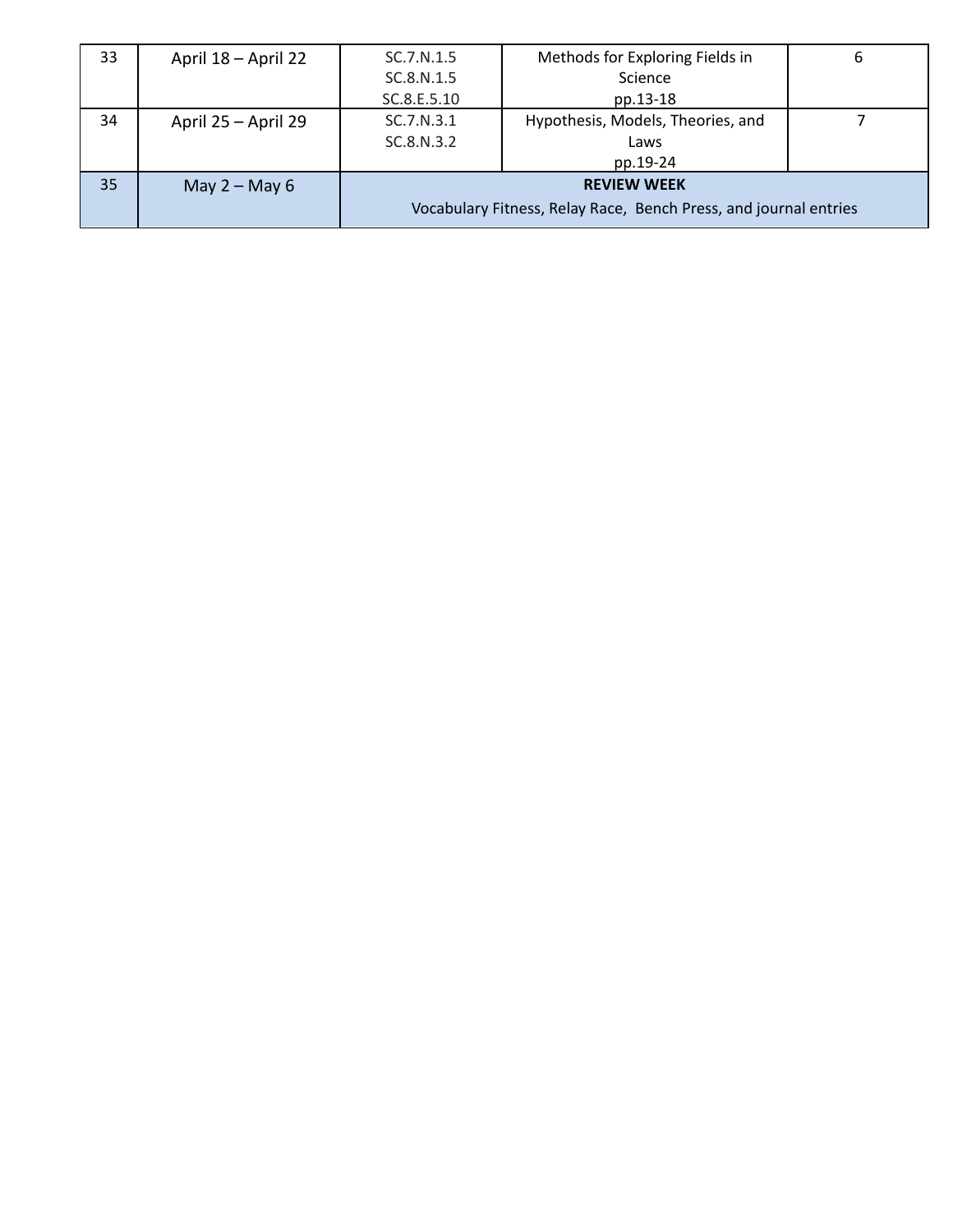| | | | | |
|---|---|---|---|---|
| 33 | April 18 – April 22 | SC.7.N.1.5<br>SC.8.N.1.5<br>SC.8.E.5.10 | Methods for Exploring Fields in Science<br>pp.13-18 | 6 |
| 34 | April 25 – April 29 | SC.7.N.3.1<br>SC.8.N.3.2 | Hypothesis, Models, Theories, and Laws<br>pp.19-24 | 7 |
| 35 | May 2 – May 6 | **REVIEW WEEK**<br>Vocabulary Fitness, Relay Race, Bench Press, and journal entries | | |